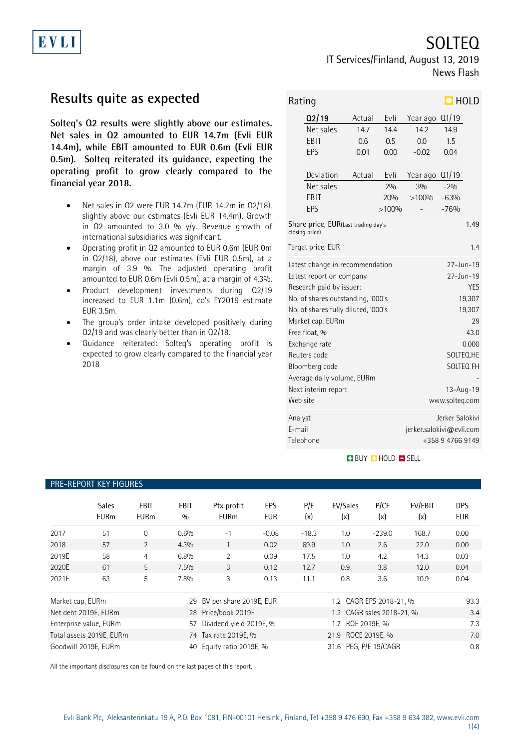EVLI

# SOLTEQ

IT Services/Finland, August 13, 2019

News Flash

## Results quite as expected

**Solteq's Q2 results were slightly above our estimates. Net sales in Q2 amounted to EUR 14.7m (Evli EUR 14.4m), while EBIT amounted to EUR 0.6m (Evli EUR 0.5m). Solteq reiterated its guidance, expecting the operating profit to grow clearly compared to the financial year 2018.**

- Net sales in Q2 were EUR 14.7m (EUR 14.2m in Q2/18), slightly above our estimates (Evli EUR 14.4m). Growth in Q2 amounted to 3.0 % y/y. Revenue growth of international subsidiaries was significant.
- Operating profit in Q2 amounted to EUR 0.6m (EUR 0m in Q2/18), above our estimates (Evli EUR 0.5m), at a margin of 3.9 %. The adjusted operating profit amounted to EUR 0.6m (Evli 0.5m), at a margin of 4.3%.
- Product development investments during Q2/19 increased to EUR 1.1m (0.6m), co's FY2019 estimate EUR 3.5m.
- The group's order intake developed positively during Q2/19 and was clearly better than in Q2/18.
- Guidance reiterated: Solteq's operating profit is expected to grow clearly compared to the financial year 2018

**Rating: HOLD**

| Q2/19 | Actual | Evli | Year ago | Q1/19 |
|---|---|---|---|---|
| Net sales | 14.7 | 14.4 | 14.2 | 14.9 |
| EBIT | 0.6 | 0.5 | 0.0 | 1.5 |
| EPS | 0.01 | 0.00 | -0.02 | 0.04 |

| Deviation | Actual | Evli | Year ago | Q1/19 |
|---|---|---|---|---|
| Net sales | | 2% | 3% | -2% |
| EBIT | | 20% | >100% | -63% |
| EPS | | >100% | - | -76% |

| | |
|---|---|
| Share price, EUR (Last trading day's closing price) | 1.49 |
| Target price, EUR | 1.4 |
| Latest change in recommendation | 27-Jun-19 |
| Latest report on company | 27-Jun-19 |
| Research paid by issuer: | YES |
| No. of shares outstanding, '000's | 19,307 |
| No. of shares fully diluted, '000's | 19,307 |
| Market cap, EURm | 29 |
| Free float, % | 43.0 |
| Exchange rate | 0.000 |
| Reuters code | SOLTEQ.HE |
| Bloomberg code | SOLTEQ FH |
| Average daily volume, EURm | - |
| Next interim report | 13-Aug-19 |
| Web site | www.solteq.com |
| Analyst | Jerker Salokivi |
| E-mail | jerker.salokivi@evli.com |
| Telephone | +358 9 4766 9149 |

BUY / HOLD / SELL

### PRE-REPORT KEY FIGURES

| | Sales EURm | EBIT EURm | EBIT % | Ptx profit EURm | EPS EUR | P/E (x) | EV/Sales (x) | P/CF (x) | EV/EBIT (x) | DPS EUR |
|---|---|---|---|---|---|---|---|---|---|---|
| 2017 | 51 | 0 | 0.6% | -1 | -0.08 | -18.3 | 1.0 | -239.0 | 168.7 | 0.00 |
| 2018 | 57 | 2 | 4.3% | 1 | 0.02 | 69.9 | 1.0 | 2.6 | 22.0 | 0.00 |
| 2019E | 58 | 4 | 6.8% | 2 | 0.09 | 17.5 | 1.0 | 4.2 | 14.3 | 0.03 |
| 2020E | 61 | 5 | 7.5% | 3 | 0.12 | 12.7 | 0.9 | 3.8 | 12.0 | 0.04 |
| 2021E | 63 | 5 | 7.8% | 3 | 0.13 | 11.1 | 0.8 | 3.6 | 10.9 | 0.04 |

| | | | | | |
|---|---|---|---|---|---|
| Market cap, EURm | 29 | BV per share 2019E, EUR | 1.2 | CAGR EPS 2018-21, % | 93.3 |
| Net debt 2019E, EURm | 28 | Price/book 2019E | 1.2 | CAGR sales 2018-21, % | 3.4 |
| Enterprise value, EURm | 57 | Dividend yield 2019E, % | 1.7 | ROE 2019E, % | 7.3 |
| Total assets 2019E, EURm | 74 | Tax rate 2019E, % | 21.9 | ROCE 2019E, % | 7.0 |
| Goodwill 2019E, EURm | 40 | Equity ratio 2019E, % | 31.6 | PEG, P/E 19/CAGR | 0.8 |

All the important disclosures can be found on the last pages of this report.

Evli Bank Plc, Aleksanterinkatu 19 A, P.O. Box 1081, FIN-00101 Helsinki, Finland, Tel +358 9 476 690, Fax +358 9 634 382, www.evli.com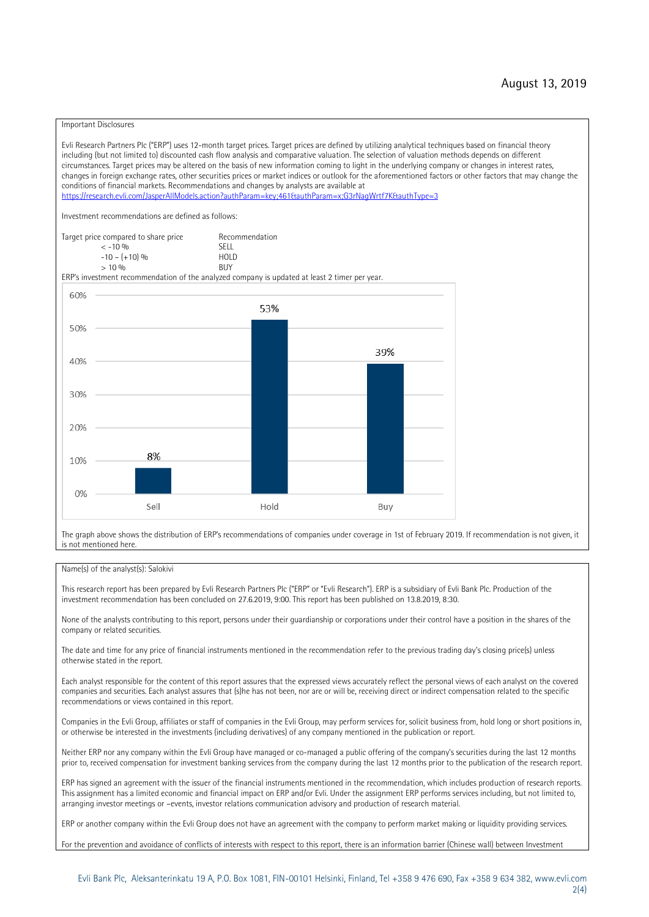August 13, 2019

Important Disclosures

Evli Research Partners Plc ("ERP") uses 12-month target prices. Target prices are defined by utilizing analytical techniques based on financial theory including (but not limited to) discounted cash flow analysis and comparative valuation. The selection of valuation methods depends on different circumstances. Target prices may be altered on the basis of new information coming to light in the underlying company or changes in interest rates, changes in foreign exchange rates, other securities prices or market indices or outlook for the aforementioned factors or other factors that may change the conditions of financial markets. Recommendations and changes by analysts are available at https://research.evli.com/JasperAllModels.action?authParam=key;461&authParam=x;G3rNagWrtf7K&authType=3

Investment recommendations are defined as follows:

| Target price compared to share price | Recommendation |
|---|---|
| < -10 % | SELL |
| -10 – (+10) % | HOLD |
| > 10 % | BUY |

ERP's investment recommendation of the analyzed company is updated at least 2 timer per year.

| | Sell | Hold | Buy |
|---|---|---|---|
| Share | 8% | 53% | 39% |

The graph above shows the distribution of ERP's recommendations of companies under coverage in 1st of February 2019. If recommendation is not given, it is not mentioned here.

Name(s) of the analyst(s): Salokivi

This research report has been prepared by Evli Research Partners Plc ("ERP" or "Evli Research"). ERP is a subsidiary of Evli Bank Plc. Production of the investment recommendation has been concluded on 27.6.2019, 9:00. This report has been published on 13.8.2019, 8:30.

None of the analysts contributing to this report, persons under their guardianship or corporations under their control have a position in the shares of the company or related securities.

The date and time for any price of financial instruments mentioned in the recommendation refer to the previous trading day's closing price(s) unless otherwise stated in the report.

Each analyst responsible for the content of this report assures that the expressed views accurately reflect the personal views of each analyst on the covered companies and securities. Each analyst assures that (s)he has not been, nor are or will be, receiving direct or indirect compensation related to the specific recommendations or views contained in this report.

Companies in the Evli Group, affiliates or staff of companies in the Evli Group, may perform services for, solicit business from, hold long or short positions in, or otherwise be interested in the investments (including derivatives) of any company mentioned in the publication or report.

Neither ERP nor any company within the Evli Group have managed or co-managed a public offering of the company's securities during the last 12 months prior to, received compensation for investment banking services from the company during the last 12 months prior to the publication of the research report.

ERP has signed an agreement with the issuer of the financial instruments mentioned in the recommendation, which includes production of research reports. This assignment has a limited economic and financial impact on ERP and/or Evli. Under the assignment ERP performs services including, but not limited to, arranging investor meetings or –events, investor relations communication advisory and production of research material.

ERP or another company within the Evli Group does not have an agreement with the company to perform market making or liquidity providing services.

For the prevention and avoidance of conflicts of interests with respect to this report, there is an information barrier (Chinese wall) between Investment

Evli Bank Plc, Aleksanterinkatu 19 A, P.O. Box 1081, FIN-00101 Helsinki, Finland, Tel +358 9 476 690, Fax +358 9 634 382, www.evli.com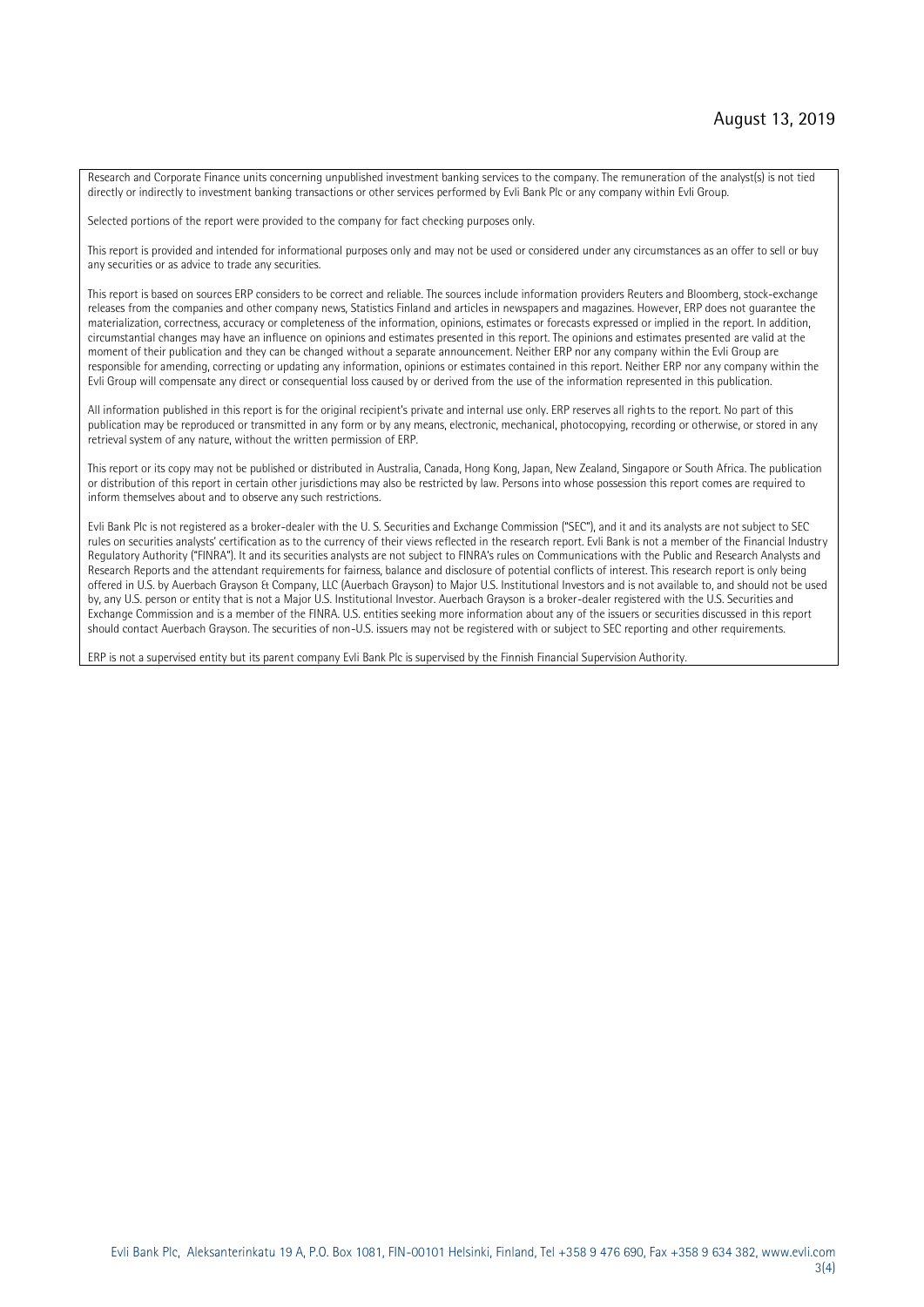Research and Corporate Finance units concerning unpublished investment banking services to the company. The remuneration of the analyst(s) is not tied directly or indirectly to investment banking transactions or other services performed by Evli Bank Plc or any company within Evli Group.

Selected portions of the report were provided to the company for fact checking purposes only.

This report is provided and intended for informational purposes only and may not be used or considered under any circumstances as an offer to sell or buy any securities or as advice to trade any securities.

This report is based on sources ERP considers to be correct and reliable. The sources include information providers Reuters and Bloomberg, stock-exchange releases from the companies and other company news, Statistics Finland and articles in newspapers and magazines. However, ERP does not guarantee the materialization, correctness, accuracy or completeness of the information, opinions, estimates or forecasts expressed or implied in the report. In addition, circumstantial changes may have an influence on opinions and estimates presented in this report. The opinions and estimates presented are valid at the moment of their publication and they can be changed without a separate announcement. Neither ERP nor any company within the Evli Group are responsible for amending, correcting or updating any information, opinions or estimates contained in this report. Neither ERP nor any company within the Evli Group will compensate any direct or consequential loss caused by or derived from the use of the information represented in this publication.

All information published in this report is for the original recipient's private and internal use only. ERP reserves all rights to the report. No part of this publication may be reproduced or transmitted in any form or by any means, electronic, mechanical, photocopying, recording or otherwise, or stored in any retrieval system of any nature, without the written permission of ERP.

This report or its copy may not be published or distributed in Australia, Canada, Hong Kong, Japan, New Zealand, Singapore or South Africa. The publication or distribution of this report in certain other jurisdictions may also be restricted by law. Persons into whose possession this report comes are required to inform themselves about and to observe any such restrictions.

Evli Bank Plc is not registered as a broker-dealer with the U. S. Securities and Exchange Commission ("SEC"), and it and its analysts are not subject to SEC rules on securities analysts' certification as to the currency of their views reflected in the research report. Evli Bank is not a member of the Financial Industry Regulatory Authority ("FINRA"). It and its securities analysts are not subject to FINRA's rules on Communications with the Public and Research Analysts and Research Reports and the attendant requirements for fairness, balance and disclosure of potential conflicts of interest. This research report is only being offered in U.S. by Auerbach Grayson & Company, LLC (Auerbach Grayson) to Major U.S. Institutional Investors and is not available to, and should not be used by, any U.S. person or entity that is not a Major U.S. Institutional Investor. Auerbach Grayson is a broker-dealer registered with the U.S. Securities and Exchange Commission and is a member of the FINRA. U.S. entities seeking more information about any of the issuers or securities discussed in this report should contact Auerbach Grayson. The securities of non-U.S. issuers may not be registered with or subject to SEC reporting and other requirements.

ERP is not a supervised entity but its parent company Evli Bank Plc is supervised by the Finnish Financial Supervision Authority.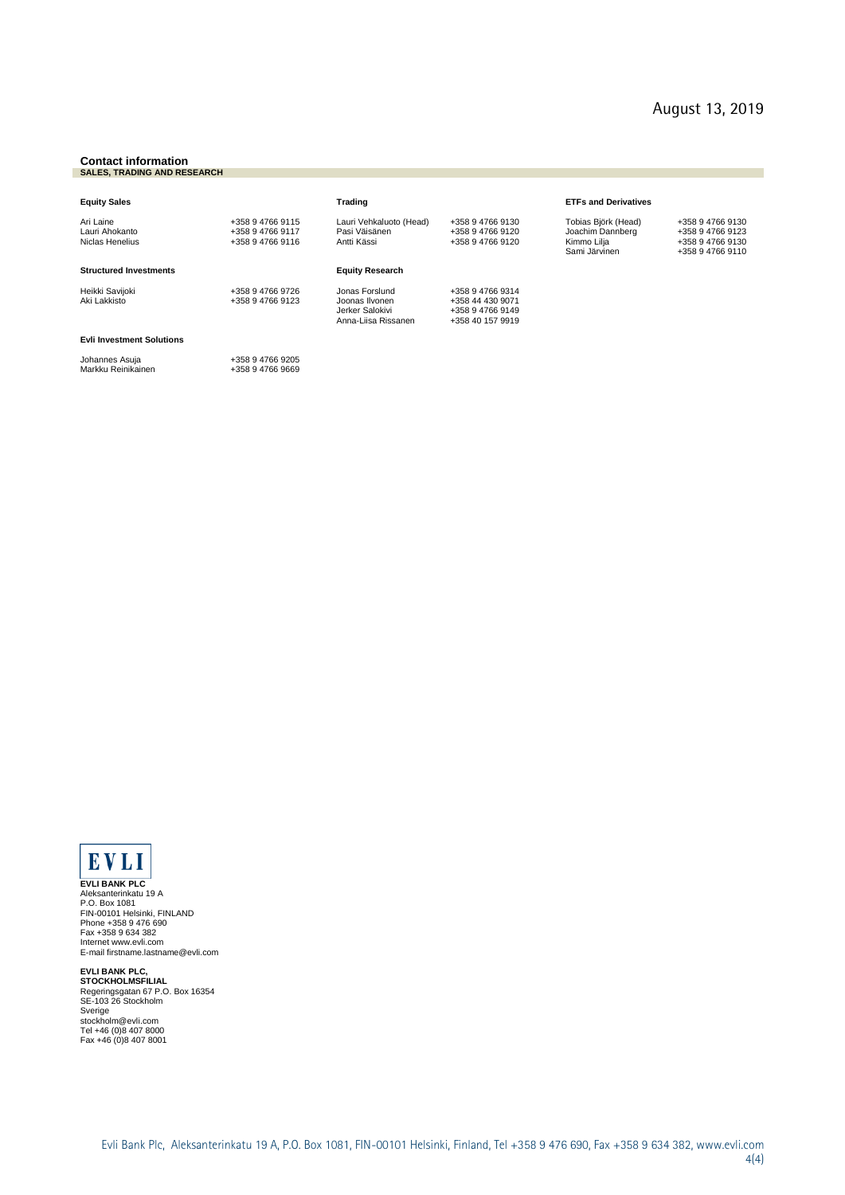August 13, 2019

## Contact information

**SALES, TRADING AND RESEARCH**

**Equity Sales**

| | |
|---|---|
| Ari Laine | +358 9 4766 9115 |
| Lauri Ahokanto | +358 9 4766 9117 |
| Niclas Henelius | +358 9 4766 9116 |

**Structured Investments**

| | |
|---|---|
| Heikki Savijoki | +358 9 4766 9726 |
| Aki Lakkisto | +358 9 4766 9123 |

**Evli Investment Solutions**

| | |
|---|---|
| Johannes Asuja | +358 9 4766 9205 |
| Markku Reinikainen | +358 9 4766 9669 |

**Trading**

| | |
|---|---|
| Lauri Vehkaluoto (Head) | +358 9 4766 9130 |
| Pasi Väisänen | +358 9 4766 9120 |
| Antti Kässi | +358 9 4766 9120 |

**Equity Research**

| | |
|---|---|
| Jonas Forslund | +358 9 4766 9314 |
| Joonas Ilvonen | +358 44 430 9071 |
| Jerker Salokivi | +358 9 4766 9149 |
| Anna-Liisa Rissanen | +358 40 157 9919 |

**ETFs and Derivatives**

| | |
|---|---|
| Tobias Björk (Head) | +358 9 4766 9130 |
| Joachim Dannberg | +358 9 4766 9123 |
| Kimmo Lilja | +358 9 4766 9130 |
| Sami Järvinen | +358 9 4766 9110 |

EVLI

**EVLI BANK PLC**
Aleksanterinkatu 19 A
P.O. Box 1081
FIN-00101 Helsinki, FINLAND
Phone +358 9 476 690
Fax +358 9 634 382
Internet www.evli.com
E-mail firstname.lastname@evli.com

**EVLI BANK PLC,
STOCKHOLMSFILIAL**
Regeringsgatan 67 P.O. Box 16354
SE-103 26 Stockholm
Sverige
stockholm@evli.com
Tel +46 (0)8 407 8000
Fax +46 (0)8 407 8001